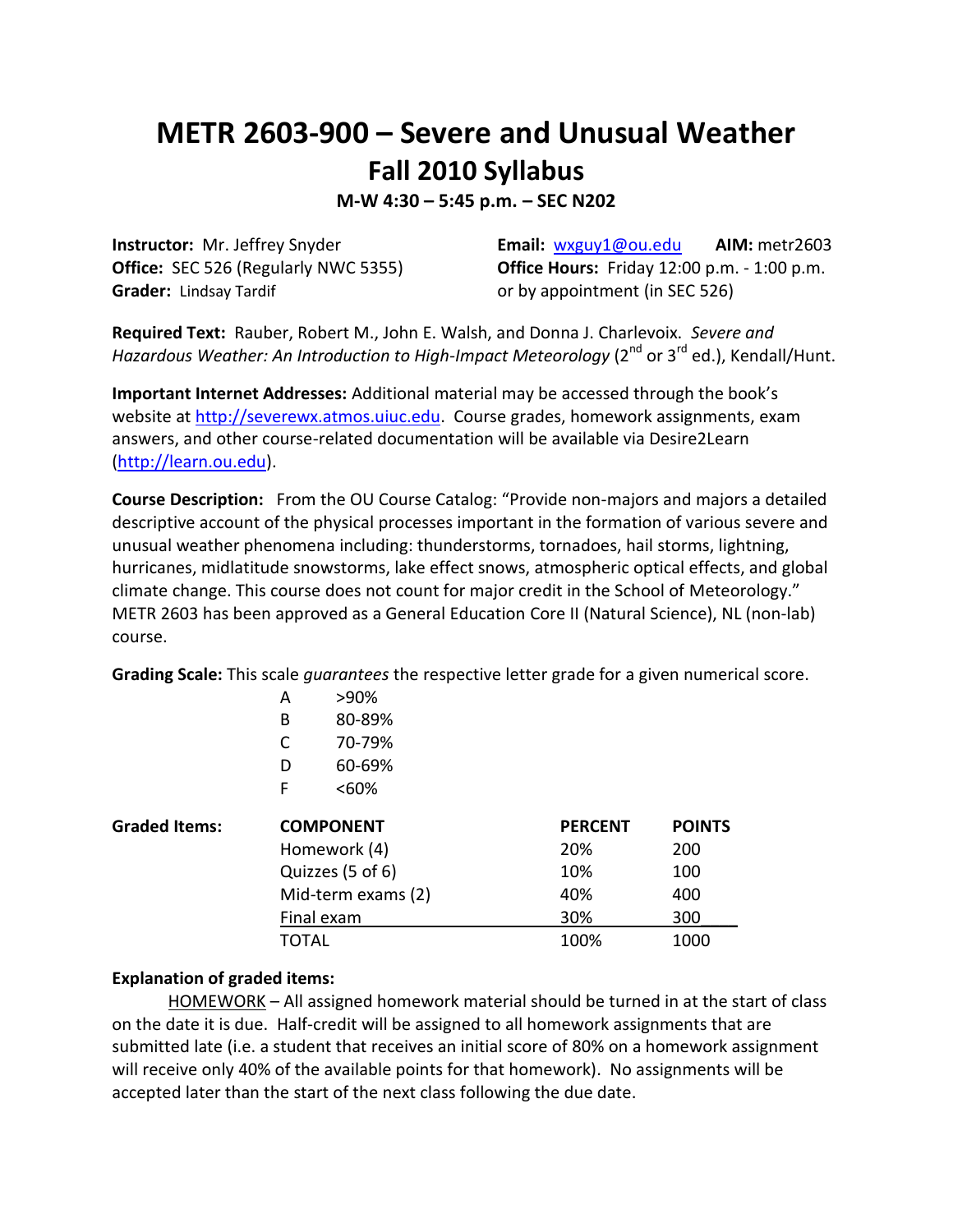# METR 2603-900 – Severe and Unusual Weather

## Fall 2010 Syllabus

**M-W 4:30 – 5:45 p.m. – SEC N202**

**Instructor:** Mr. Jeffrey Snyder
**Office:** SEC 526 (Regularly NWC 5355)
**Grader:** Lindsay Tardif

**Email:** wxguy1@ou.edu **AIM:** metr2603
**Office Hours:** Friday 12:00 p.m. - 1:00 p.m. or by appointment (in SEC 526)

**Required Text:** Rauber, Robert M., John E. Walsh, and Donna J. Charlevoix. *Severe and Hazardous Weather: An Introduction to High-Impact Meteorology* (2nd or 3rd ed.), Kendall/Hunt.

**Important Internet Addresses:** Additional material may be accessed through the book's website at http://severewx.atmos.uiuc.edu. Course grades, homework assignments, exam answers, and other course-related documentation will be available via Desire2Learn (http://learn.ou.edu).

**Course Description:** From the OU Course Catalog: "Provide non-majors and majors a detailed descriptive account of the physical processes important in the formation of various severe and unusual weather phenomena including: thunderstorms, tornadoes, hail storms, lightning, hurricanes, midlatitude snowstorms, lake effect snows, atmospheric optical effects, and global climate change. This course does not count for major credit in the School of Meteorology." METR 2603 has been approved as a General Education Core II (Natural Science), NL (non-lab) course.

**Grading Scale:** This scale *guarantees* the respective letter grade for a given numerical score.

| Grade | Score |
|---|---|
| A | >90% |
| B | 80-89% |
| C | 70-79% |
| D | 60-69% |
| F | <60% |

**Graded Items:**

| COMPONENT | PERCENT | POINTS |
|---|---|---|
| Homework (4) | 20% | 200 |
| Quizzes (5 of 6) | 10% | 100 |
| Mid-term exams (2) | 40% | 400 |
| Final exam | 30% | 300 |
| TOTAL | 100% | 1000 |

**Explanation of graded items:**

HOMEWORK – All assigned homework material should be turned in at the start of class on the date it is due. Half-credit will be assigned to all homework assignments that are submitted late (i.e. a student that receives an initial score of 80% on a homework assignment will receive only 40% of the available points for that homework). No assignments will be accepted later than the start of the next class following the due date.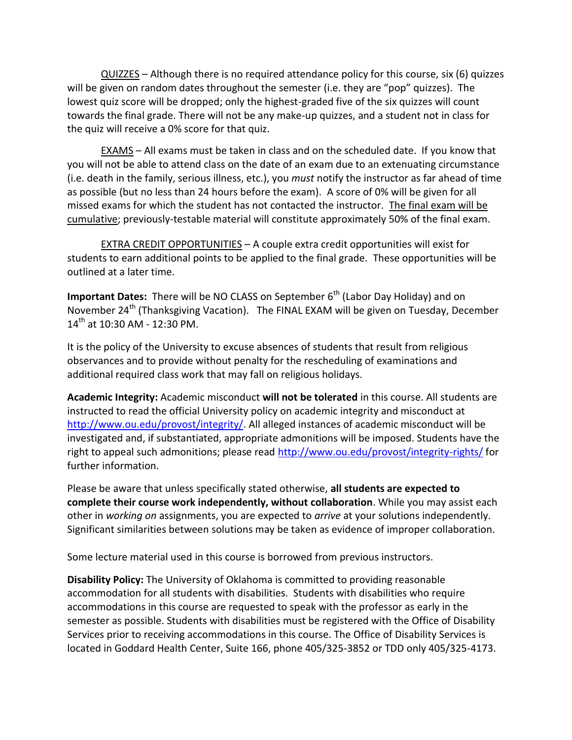QUIZZES – Although there is no required attendance policy for this course, six (6) quizzes will be given on random dates throughout the semester (i.e. they are "pop" quizzes). The lowest quiz score will be dropped; only the highest-graded five of the six quizzes will count towards the final grade. There will not be any make-up quizzes, and a student not in class for the quiz will receive a 0% score for that quiz.

EXAMS – All exams must be taken in class and on the scheduled date. If you know that you will not be able to attend class on the date of an exam due to an extenuating circumstance (i.e. death in the family, serious illness, etc.), you *must* notify the instructor as far ahead of time as possible (but no less than 24 hours before the exam). A score of 0% will be given for all missed exams for which the student has not contacted the instructor. The final exam will be cumulative; previously-testable material will constitute approximately 50% of the final exam.

EXTRA CREDIT OPPORTUNITIES – A couple extra credit opportunities will exist for students to earn additional points to be applied to the final grade. These opportunities will be outlined at a later time.

**Important Dates:** There will be NO CLASS on September 6th (Labor Day Holiday) and on November 24th (Thanksgiving Vacation). The FINAL EXAM will be given on Tuesday, December 14th at 10:30 AM - 12:30 PM.

It is the policy of the University to excuse absences of students that result from religious observances and to provide without penalty for the rescheduling of examinations and additional required class work that may fall on religious holidays.

**Academic Integrity:** Academic misconduct **will not be tolerated** in this course. All students are instructed to read the official University policy on academic integrity and misconduct at http://www.ou.edu/provost/integrity/. All alleged instances of academic misconduct will be investigated and, if substantiated, appropriate admonitions will be imposed. Students have the right to appeal such admonitions; please read http://www.ou.edu/provost/integrity-rights/ for further information.

Please be aware that unless specifically stated otherwise, **all students are expected to complete their course work independently, without collaboration**. While you may assist each other in *working on* assignments, you are expected to *arrive* at your solutions independently. Significant similarities between solutions may be taken as evidence of improper collaboration.

Some lecture material used in this course is borrowed from previous instructors.

**Disability Policy:** The University of Oklahoma is committed to providing reasonable accommodation for all students with disabilities. Students with disabilities who require accommodations in this course are requested to speak with the professor as early in the semester as possible. Students with disabilities must be registered with the Office of Disability Services prior to receiving accommodations in this course. The Office of Disability Services is located in Goddard Health Center, Suite 166, phone 405/325-3852 or TDD only 405/325-4173.